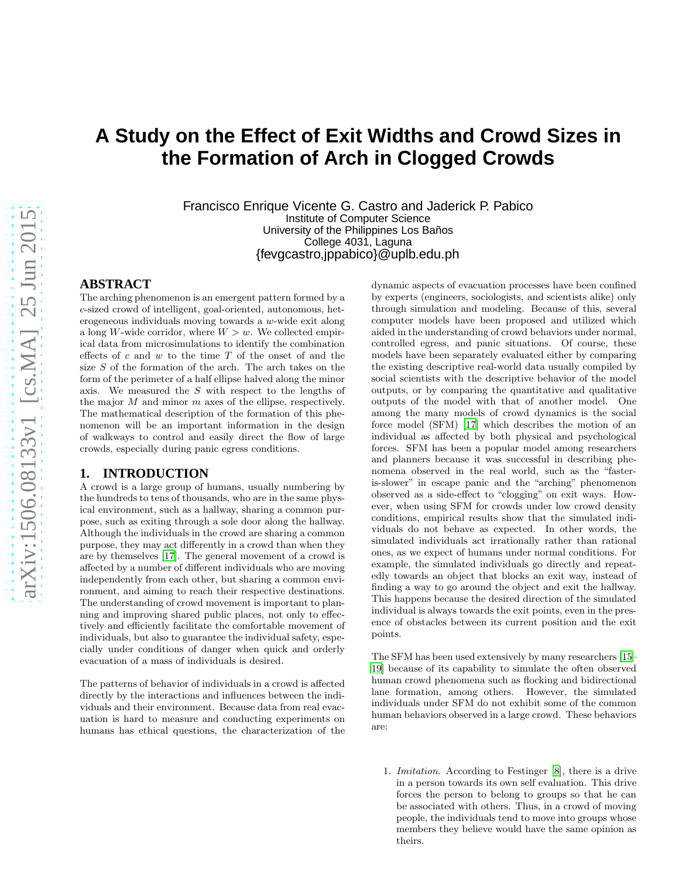# A Study on the Effect of Exit Widths and Crowd Sizes in the Formation of Arch in Clogged Crowds

Francisco Enrique Vicente G. Castro and Jaderick P. Pabico
Institute of Computer Science
University of the Philippines Los Baños
College 4031, Laguna
{fevgcastro,jppabico}@uplb.edu.ph

## ABSTRACT

The arching phenomenon is an emergent pattern formed by a $c$-sized crowd of intelligent, goal-oriented, autonomous, heterogeneous individuals moving towards a $w$-wide exit along a long $W$-wide corridor, where $W > w$. We collected empirical data from microsimulations to identify the combination effects of $c$ and $w$ to the time $T$ of the onset of and the size $S$ of the formation of the arch. The arch takes on the form of the perimeter of a half ellipse halved along the minor axis. We measured the $S$ with respect to the lengths of the major $M$ and minor $m$ axes of the ellipse, respectively. The mathematical description of the formation of this phenomenon will be an important information in the design of walkways to control and easily direct the flow of large crowds, especially during panic egress conditions.

## 1. INTRODUCTION

A crowd is a large group of humans, usually numbering by the hundreds to tens of thousands, who are in the same physical environment, such as a hallway, sharing a common purpose, such as exiting through a sole door along the hallway. Although the individuals in the crowd are sharing a common purpose, they may act differently in a crowd than when they are by themselves [17]. The general movement of a crowd is affected by a number of different individuals who are moving independently from each other, but sharing a common environment, and aiming to reach their respective destinations. The understanding of crowd movement is important to planning and improving shared public places, not only to effectively and efficiently facilitate the comfortable movement of individuals, but also to guarantee the individual safety, especially under conditions of danger when quick and orderly evacuation of a mass of individuals is desired.

The patterns of behavior of individuals in a crowd is affected directly by the interactions and influences between the individuals and their environment. Because data from real evacuation is hard to measure and conducting experiments on humans has ethical questions, the characterization of the dynamic aspects of evacuation processes have been confined by experts (engineers, sociologists, and scientists alike) only through simulation and modeling. Because of this, several computer models have been proposed and utilized which aided in the understanding of crowd behaviors under normal, controlled egress, and panic situations. Of course, these models have been separately evaluated either by comparing the existing descriptive real-world data usually compiled by social scientists with the descriptive behavior of the model outputs, or by comparing the quantitative and qualitative outputs of the model with that of another model. One among the many models of crowd dynamics is the social force model (SFM) [17] which describes the motion of an individual as affected by both physical and psychological forces. SFM has been a popular model among researchers and planners because it was successful in describing phenomena observed in the real world, such as the "faster-is-slower" in escape panic and the "arching" phenomenon observed as a side-effect to "clogging" on exit ways. However, when using SFM for crowds under low crowd density conditions, empirical results show that the simulated individuals do not behave as expected. In other words, the simulated individuals act irrationally rather than rational ones, as we expect of humans under normal conditions. For example, the simulated individuals go directly and repeatedly towards an object that blocks an exit way, instead of finding a way to go around the object and exit the hallway. This happens because the desired direction of the simulated individual is always towards the exit points, even in the presence of obstacles between its current position and the exit points.

The SFM has been used extensively by many researchers [15–19] because of its capability to simulate the often observed human crowd phenomena such as flocking and bidirectional lane formation, among others. However, the simulated individuals under SFM do not exhibit some of the common human behaviors observed in a large crowd. These behaviors are:

1. *Imitation*. According to Festinger [8], there is a drive in a person towards its own self evaluation. This drive forces the person to belong to groups so that he can be associated with others. Thus, in a crowd of moving people, the individuals tend to move into groups whose members they believe would have the same opinion as theirs.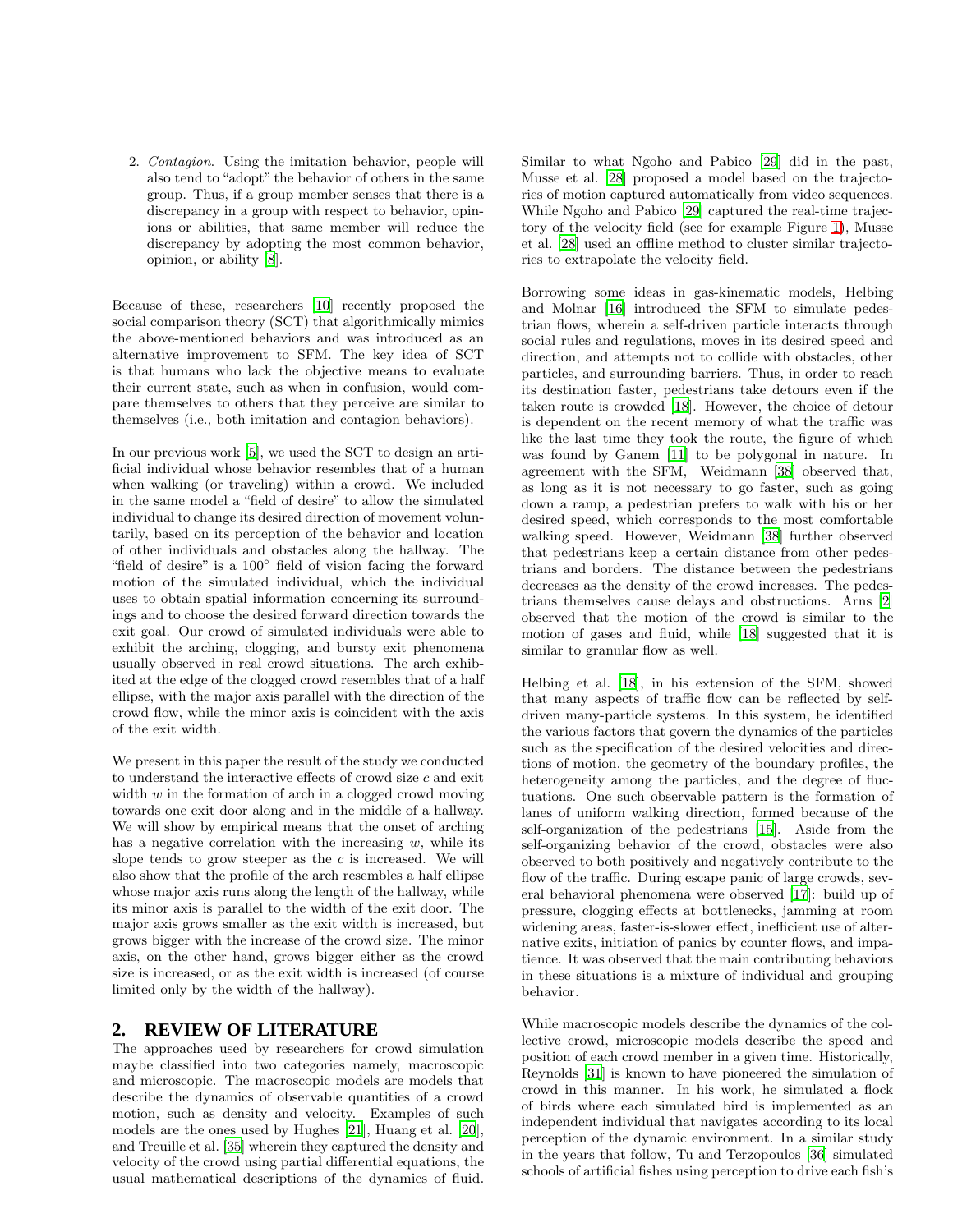2. *Contagion*. Using the imitation behavior, people will also tend to "adopt" the behavior of others in the same group. Thus, if a group member senses that there is a discrepancy in a group with respect to behavior, opinions or abilities, that same member will reduce the discrepancy by adopting the most common behavior, opinion, or ability [8].

Because of these, researchers [10] recently proposed the social comparison theory (SCT) that algorithmically mimics the above-mentioned behaviors and was introduced as an alternative improvement to SFM. The key idea of SCT is that humans who lack the objective means to evaluate their current state, such as when in confusion, would compare themselves to others that they perceive are similar to themselves (i.e., both imitation and contagion behaviors).

In our previous work [5], we used the SCT to design an artificial individual whose behavior resembles that of a human when walking (or traveling) within a crowd. We included in the same model a "field of desire" to allow the simulated individual to change its desired direction of movement voluntarily, based on its perception of the behavior and location of other individuals and obstacles along the hallway. The "field of desire" is a $100°$ field of vision facing the forward motion of the simulated individual, which the individual uses to obtain spatial information concerning its surroundings and to choose the desired forward direction towards the exit goal. Our crowd of simulated individuals were able to exhibit the arching, clogging, and bursty exit phenomena usually observed in real crowd situations. The arch exhibited at the edge of the clogged crowd resembles that of a half ellipse, with the major axis parallel with the direction of the crowd flow, while the minor axis is coincident with the axis of the exit width.

We present in this paper the result of the study we conducted to understand the interactive effects of crowd size $c$ and exit width $w$ in the formation of arch in a clogged crowd moving towards one exit door along and in the middle of a hallway. We will show by empirical means that the onset of arching has a negative correlation with the increasing $w$, while its slope tends to grow steeper as the $c$ is increased. We will also show that the profile of the arch resembles a half ellipse whose major axis runs along the length of the hallway, while its minor axis is parallel to the width of the exit door. The major axis grows smaller as the exit width is increased, but grows bigger with the increase of the crowd size. The minor axis, on the other hand, grows bigger either as the crowd size is increased, or as the exit width is increased (of course limited only by the width of the hallway).

## 2. REVIEW OF LITERATURE

The approaches used by researchers for crowd simulation maybe classified into two categories namely, macroscopic and microscopic. The macroscopic models are models that describe the dynamics of observable quantities of a crowd motion, such as density and velocity. Examples of such models are the ones used by Hughes [21], Huang et al. [20], and Treuille et al. [35] wherein they captured the density and velocity of the crowd using partial differential equations, the usual mathematical descriptions of the dynamics of fluid. Similar to what Ngoho and Pabico [29] did in the past, Musse et al. [28] proposed a model based on the trajectories of motion captured automatically from video sequences. While Ngoho and Pabico [29] captured the real-time trajectory of the velocity field (see for example Figure 1), Musse et al. [28] used an offline method to cluster similar trajectories to extrapolate the velocity field.

Borrowing some ideas in gas-kinematic models, Helbing and Molnar [16] introduced the SFM to simulate pedestrian flows, wherein a self-driven particle interacts through social rules and regulations, moves in its desired speed and direction, and attempts not to collide with obstacles, other particles, and surrounding barriers. Thus, in order to reach its destination faster, pedestrians take detours even if the taken route is crowded [18]. However, the choice of detour is dependent on the recent memory of what the traffic was like the last time they took the route, the figure of which was found by Ganem [11] to be polygonal in nature. In agreement with the SFM, Weidmann [38] observed that, as long as it is not necessary to go faster, such as going down a ramp, a pedestrian prefers to walk with his or her desired speed, which corresponds to the most comfortable walking speed. However, Weidmann [38] further observed that pedestrians keep a certain distance from other pedestrians and borders. The distance between the pedestrians decreases as the density of the crowd increases. The pedestrians themselves cause delays and obstructions. Arns [2] observed that the motion of the crowd is similar to the motion of gases and fluid, while [18] suggested that it is similar to granular flow as well.

Helbing et al. [18], in his extension of the SFM, showed that many aspects of traffic flow can be reflected by self-driven many-particle systems. In this system, he identified the various factors that govern the dynamics of the particles such as the specification of the desired velocities and directions of motion, the geometry of the boundary profiles, the heterogeneity among the particles, and the degree of fluctuations. One such observable pattern is the formation of lanes of uniform walking direction, formed because of the self-organization of the pedestrians [15]. Aside from the self-organizing behavior of the crowd, obstacles were also observed to both positively and negatively contribute to the flow of the traffic. During escape panic of large crowds, several behavioral phenomena were observed [17]: build up of pressure, clogging effects at bottlenecks, jamming at room widening areas, faster-is-slower effect, inefficient use of alternative exits, initiation of panics by counter flows, and impatience. It was observed that the main contributing behaviors in these situations is a mixture of individual and grouping behavior.

While macroscopic models describe the dynamics of the collective crowd, microscopic models describe the speed and position of each crowd member in a given time. Historically, Reynolds [31] is known to have pioneered the simulation of crowd in this manner. In his work, he simulated a flock of birds where each simulated bird is implemented as an independent individual that navigates according to its local perception of the dynamic environment. In a similar study in the years that follow, Tu and Terzopoulos [36] simulated schools of artificial fishes using perception to drive each fish's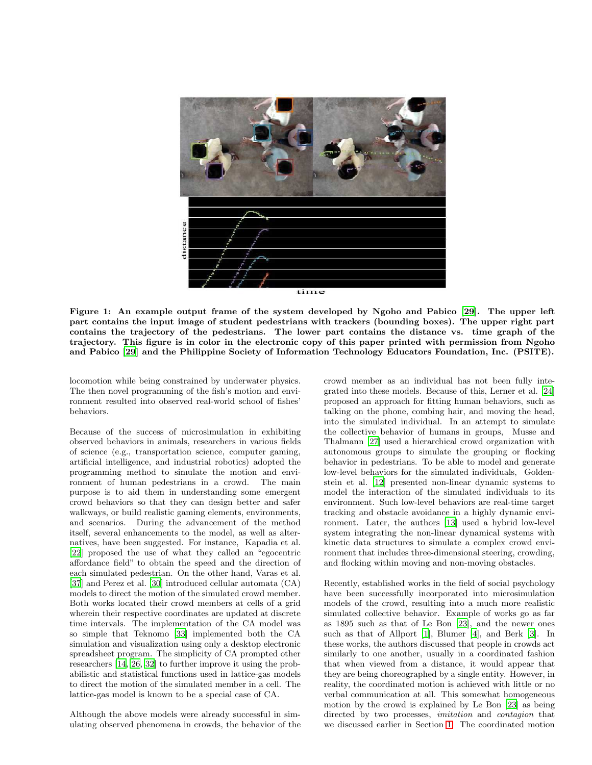**Figure 1: An example output frame of the system developed by Ngoho and Pabico [29]. The upper left part contains the input image of student pedestrians with trackers (bounding boxes). The upper right part contains the trajectory of the pedestrians. The lower part contains the distance vs. time graph of the trajectory. This figure is in color in the electronic copy of this paper printed with permission from Ngoho and Pabico [29] and the Philippine Society of Information Technology Educators Foundation, Inc. (PSITE).**

locomotion while being constrained by underwater physics. The then novel programming of the fish's motion and environment resulted into observed real-world school of fishes' behaviors.

Because of the success of microsimulation in exhibiting observed behaviors in animals, researchers in various fields of science (e.g., transportation science, computer gaming, artificial intelligence, and industrial robotics) adopted the programming method to simulate the motion and environment of human pedestrians in a crowd. The main purpose is to aid them in understanding some emergent crowd behaviors so that they can design better and safer walkways, or build realistic gaming elements, environments, and scenarios. During the advancement of the method itself, several enhancements to the model, as well as alternatives, have been suggested. For instance, Kapadia et al. [22] proposed the use of what they called an "egocentric affordance field" to obtain the speed and the direction of each simulated pedestrian. On the other hand, Varas et al. [37] and Perez et al. [30] introduced cellular automata (CA) models to direct the motion of the simulated crowd member. Both works located their crowd members at cells of a grid wherein their respective coordinates are updated at discrete time intervals. The implementation of the CA model was so simple that Teknomo [33] implemented both the CA simulation and visualization using only a desktop electronic spreadsheet program. The simplicity of CA prompted other researchers [14, 26, 32] to further improve it using the probabilistic and statistical functions used in lattice-gas models to direct the motion of the simulated member in a cell. The lattice-gas model is known to be a special case of CA.

Although the above models were already successful in simulating observed phenomena in crowds, the behavior of the crowd member as an individual has not been fully integrated into these models. Because of this, Lerner et al. [24] proposed an approach for fitting human behaviors, such as talking on the phone, combing hair, and moving the head, into the simulated individual. In an attempt to simulate the collective behavior of humans in groups, Musse and Thalmann [27] used a hierarchical crowd organization with autonomous groups to simulate the grouping or flocking behavior in pedestrians. To be able to model and generate low-level behaviors for the simulated individuals, Goldenstein et al. [12] presented non-linear dynamic systems to model the interaction of the simulated individuals to its environment. Such low-level behaviors are real-time target tracking and obstacle avoidance in a highly dynamic environment. Later, the authors [13] used a hybrid low-level system integrating the non-linear dynamical systems with kinetic data structures to simulate a complex crowd environment that includes three-dimensional steering, crowding, and flocking within moving and non-moving obstacles.

Recently, established works in the field of social psychology have been successfully incorporated into microsimulation models of the crowd, resulting into a much more realistic simulated collective behavior. Example of works go as far as 1895 such as that of Le Bon [23], and the newer ones such as that of Allport [1], Blumer [4], and Berk [3]. In these works, the authors discussed that people in crowds act similarly to one another, usually in a coordinated fashion that when viewed from a distance, it would appear that they are being choreographed by a single entity. However, in reality, the coordinated motion is achieved with little or no verbal communication at all. This somewhat homogeneous motion by the crowd is explained by Le Bon [23] as being directed by two processes, *imitation* and *contagion* that we discussed earlier in Section 1. The coordinated motion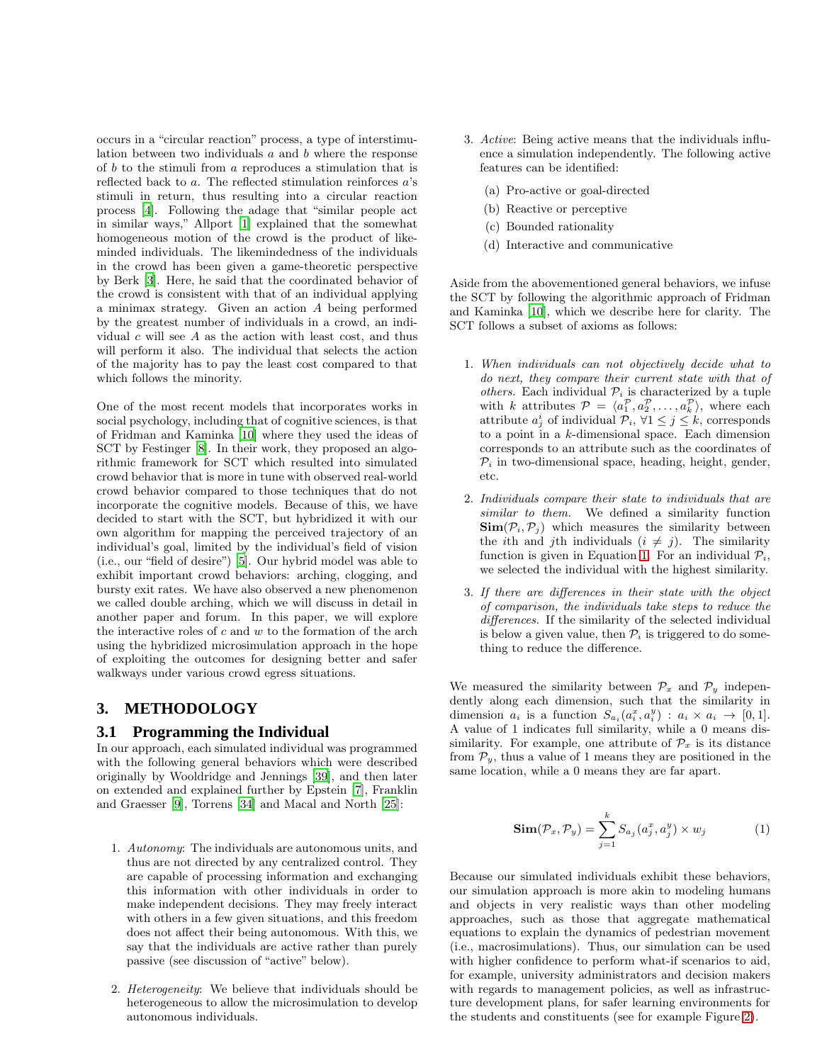occurs in a "circular reaction" process, a type of interstimulation between two individuals $a$ and $b$ where the response of $b$ to the stimuli from $a$ reproduces a stimulation that is reflected back to $a$. The reflected stimulation reinforces $a$'s stimuli in return, thus resulting into a circular reaction process [4]. Following the adage that "similar people act in similar ways," Allport [1] explained that the somewhat homogeneous motion of the crowd is the product of like-minded individuals. The likemindedness of the individuals in the crowd has been given a game-theoretic perspective by Berk [3]. Here, he said that the coordinated behavior of the crowd is consistent with that of an individual applying a minimax strategy. Given an action $A$ being performed by the greatest number of individuals in a crowd, an individual $c$ will see $A$ as the action with least cost, and thus will perform it also. The individual that selects the action of the majority has to pay the least cost compared to that which follows the minority.

One of the most recent models that incorporates works in social psychology, including that of cognitive sciences, is that of Fridman and Kaminka [10] where they used the ideas of SCT by Festinger [8]. In their work, they proposed an algorithmic framework for SCT which resulted into simulated crowd behavior that is more in tune with observed real-world crowd behavior compared to those techniques that do not incorporate the cognitive models. Because of this, we have decided to start with the SCT, but hybridized it with our own algorithm for mapping the perceived trajectory of an individual's goal, limited by the individual's field of vision (i.e., our "field of desire") [5]. Our hybrid model was able to exhibit important crowd behaviors: arching, clogging, and bursty exit rates. We have also observed a new phenomenon we called double arching, which we will discuss in detail in another paper and forum. In this paper, we will explore the interactive roles of $c$ and $w$ to the formation of the arch using the hybridized microsimulation approach in the hope of exploiting the outcomes for designing better and safer walkways under various crowd egress situations.

## 3. METHODOLOGY

### 3.1 Programming the Individual

In our approach, each simulated individual was programmed with the following general behaviors which were described originally by Wooldridge and Jennings [39], and then later on extended and explained further by Epstein [7], Franklin and Graesser [9], Torrens [34] and Macal and North [25]:

1. *Autonomy*: The individuals are autonomous units, and thus are not directed by any centralized control. They are capable of processing information and exchanging this information with other individuals in order to make independent decisions. They may freely interact with others in a few given situations, and this freedom does not affect their being autonomous. With this, we say that the individuals are active rather than purely passive (see discussion of "active" below).

2. *Heterogeneity*: We believe that individuals should be heterogeneous to allow the microsimulation to develop autonomous individuals.

3. *Active*: Being active means that the individuals influence a simulation independently. The following active features can be identified:
   (a) Pro-active or goal-directed
   (b) Reactive or perceptive
   (c) Bounded rationality
   (d) Interactive and communicative

Aside from the abovementioned general behaviors, we infuse the SCT by following the algorithmic approach of Fridman and Kaminka [10], which we describe here for clarity. The SCT follows a subset of axioms as follows:

1. *When individuals can not objectively decide what to do next, they compare their current state with that of others.* Each individual $\mathcal{P}_i$ is characterized by a tuple with $k$ attributes $\mathcal{P} = \langle a_1^{\mathcal{P}}, a_2^{\mathcal{P}}, \ldots, a_k^{\mathcal{P}} \rangle$, where each attribute $a_j^i$ of individual $\mathcal{P}_i$, $\forall 1 \leq j \leq k$, corresponds to a point in a $k$-dimensional space. Each dimension corresponds to an attribute such as the coordinates of $\mathcal{P}_i$ in two-dimensional space, heading, height, gender, etc.

2. *Individuals compare their state to individuals that are similar to them.* We defined a similarity function $\mathbf{Sim}(\mathcal{P}_i, \mathcal{P}_j)$ which measures the similarity between the $i$th and $j$th individuals ($i \neq j$). The similarity function is given in Equation 1. For an individual $\mathcal{P}_i$, we selected the individual with the highest similarity.

3. *If there are differences in their state with the object of comparison, the individuals take steps to reduce the differences.* If the similarity of the selected individual is below a given value, then $\mathcal{P}_i$ is triggered to do something to reduce the difference.

We measured the similarity between $\mathcal{P}_x$ and $\mathcal{P}_y$ independently along each dimension, such that the similarity in dimension $a_i$ is a function $S_{a_i}(a_i^x, a_i^y) : a_i \times a_i \rightarrow [0, 1]$. A value of 1 indicates full similarity, while a 0 means dissimilarity. For example, one attribute of $\mathcal{P}_x$ is its distance from $\mathcal{P}_y$, thus a value of 1 means they are positioned in the same location, while a 0 means they are far apart.

$$\mathbf{Sim}(\mathcal{P}_x, \mathcal{P}_y) = \sum_{j=1}^{k} S_{a_j}(a_j^x, a_j^y) \times w_j \tag{1}$$

Because our simulated individuals exhibit these behaviors, our simulation approach is more akin to modeling humans and objects in very realistic ways than other modeling approaches, such as those that aggregate mathematical equations to explain the dynamics of pedestrian movement (i.e., macrosimulations). Thus, our simulation can be used with higher confidence to perform what-if scenarios to aid, for example, university administrators and decision makers with regards to management policies, as well as infrastructure development plans, for safer learning environments for the students and constituents (see for example Figure 2).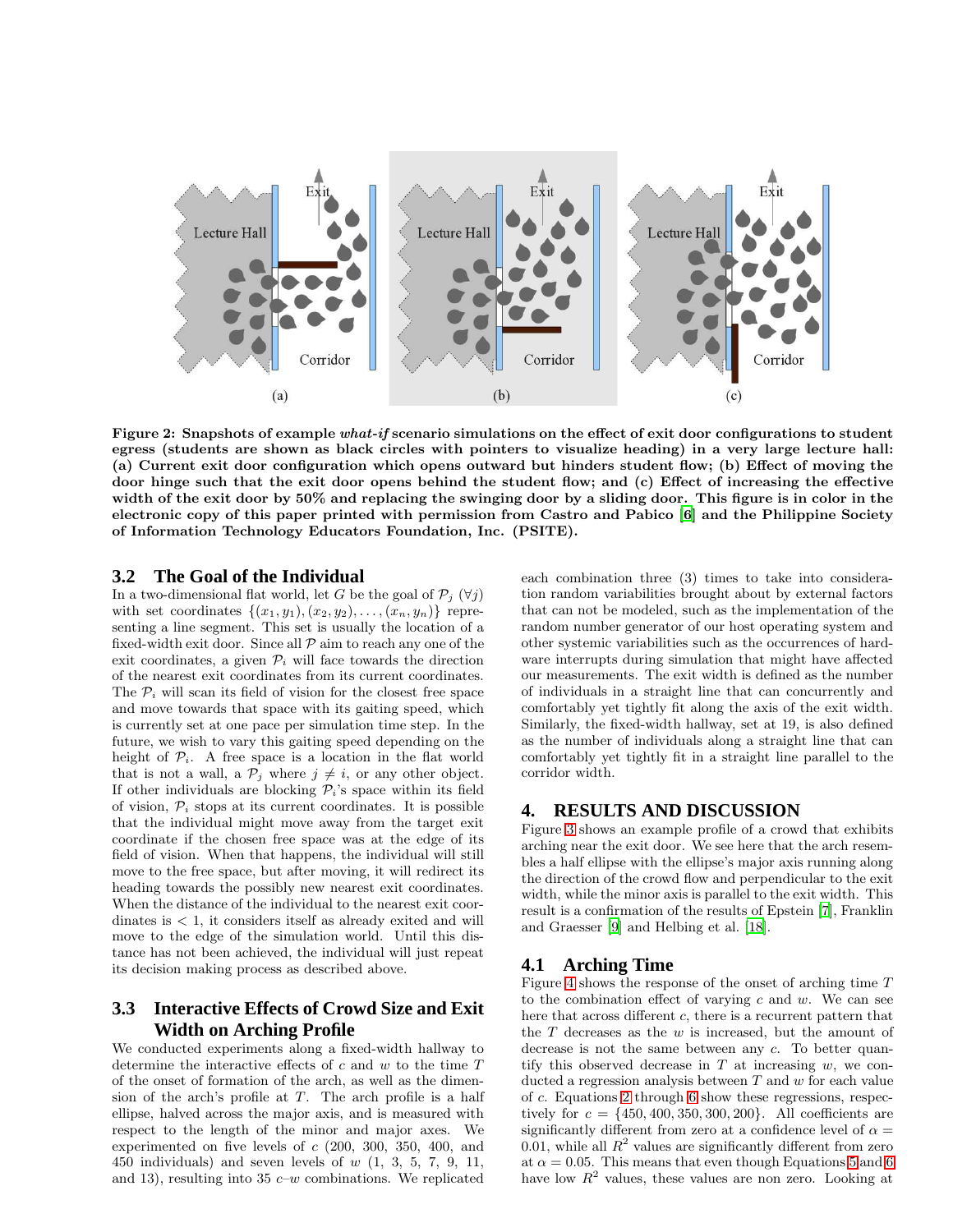**Figure 2: Snapshots of example *what-if* scenario simulations on the effect of exit door configurations to student egress (students are shown as black circles with pointers to visualize heading) in a very large lecture hall: (a) Current exit door configuration which opens outward but hinders student flow; (b) Effect of moving the door hinge such that the exit door opens behind the student flow; and (c) Effect of increasing the effective width of the exit door by 50% and replacing the swinging door by a sliding door. This figure is in color in the electronic copy of this paper printed with permission from Castro and Pabico [6] and the Philippine Society of Information Technology Educators Foundation, Inc. (PSITE).**

## 3.2 The Goal of the Individual

In a two-dimensional flat world, let $G$ be the goal of $\mathcal{P}_j$ $(\forall j)$ with set coordinates $\{(x_1, y_1), (x_2, y_2), \ldots, (x_n, y_n)\}$ representing a line segment. This set is usually the location of a fixed-width exit door. Since all $\mathcal{P}$ aim to reach any one of the exit coordinates, a given $\mathcal{P}_i$ will face towards the direction of the nearest exit coordinates from its current coordinates. The $\mathcal{P}_i$ will scan its field of vision for the closest free space and move towards that space with its gaiting speed, which is currently set at one pace per simulation time step. In the future, we wish to vary this gaiting speed depending on the height of $\mathcal{P}_i$. A free space is a location in the flat world that is not a wall, a $\mathcal{P}_j$ where $j \neq i$, or any other object. If other individuals are blocking $\mathcal{P}_i$'s space within its field of vision, $\mathcal{P}_i$ stops at its current coordinates. It is possible that the individual might move away from the target exit coordinate if the chosen free space was at the edge of its field of vision. When that happens, the individual will still move to the free space, but after moving, it will redirect its heading towards the possibly new nearest exit coordinates. When the distance of the individual to the nearest exit coordinates is $< 1$, it considers itself as already exited and will move to the edge of the simulation world. Until this distance has not been achieved, the individual will just repeat its decision making process as described above.

## 3.3 Interactive Effects of Crowd Size and Exit Width on Arching Profile

We conducted experiments along a fixed-width hallway to determine the interactive effects of $c$ and $w$ to the time $T$ of the onset of formation of the arch, as well as the dimension of the arch's profile at $T$. The arch profile is a half ellipse, halved across the major axis, and is measured with respect to the length of the minor and major axes. We experimented on five levels of $c$ (200, 300, 350, 400, and 450 individuals) and seven levels of $w$ (1, 3, 5, 7, 9, 11, and 13), resulting into 35 $c$–$w$ combinations. We replicated each combination three (3) times to take into consideration random variabilities brought about by external factors that can not be modeled, such as the implementation of the random number generator of our host operating system and other systemic variabilities such as the occurrences of hardware interrupts during simulation that might have affected our measurements. The exit width is defined as the number of individuals in a straight line that can concurrently and comfortably yet tightly fit along the axis of the exit width. Similarly, the fixed-width hallway, set at 19, is also defined as the number of individuals along a straight line that can comfortably yet tightly fit in a straight line parallel to the corridor width.

# 4. RESULTS AND DISCUSSION

Figure 3 shows an example profile of a crowd that exhibits arching near the exit door. We see here that the arch resembles a half ellipse with the ellipse's major axis running along the direction of the crowd flow and perpendicular to the exit width, while the minor axis is parallel to the exit width. This result is a confirmation of the results of Epstein [7], Franklin and Graesser [9] and Helbing et al. [18].

## 4.1 Arching Time

Figure 4 shows the response of the onset of arching time $T$ to the combination effect of varying $c$ and $w$. We can see here that across different $c$, there is a recurrent pattern that the $T$ decreases as the $w$ is increased, but the amount of decrease is not the same between any $c$. To better quantify this observed decrease in $T$ at increasing $w$, we conducted a regression analysis between $T$ and $w$ for each value of $c$. Equations 2 through 6 show these regressions, respectively for $c = \{450, 400, 350, 300, 200\}$. All coefficients are significantly different from zero at a confidence level of $\alpha = 0.01$, while all $R^2$ values are significantly different from zero at $\alpha = 0.05$. This means that even though Equations 5 and 6 have low $R^2$ values, these values are non zero. Looking at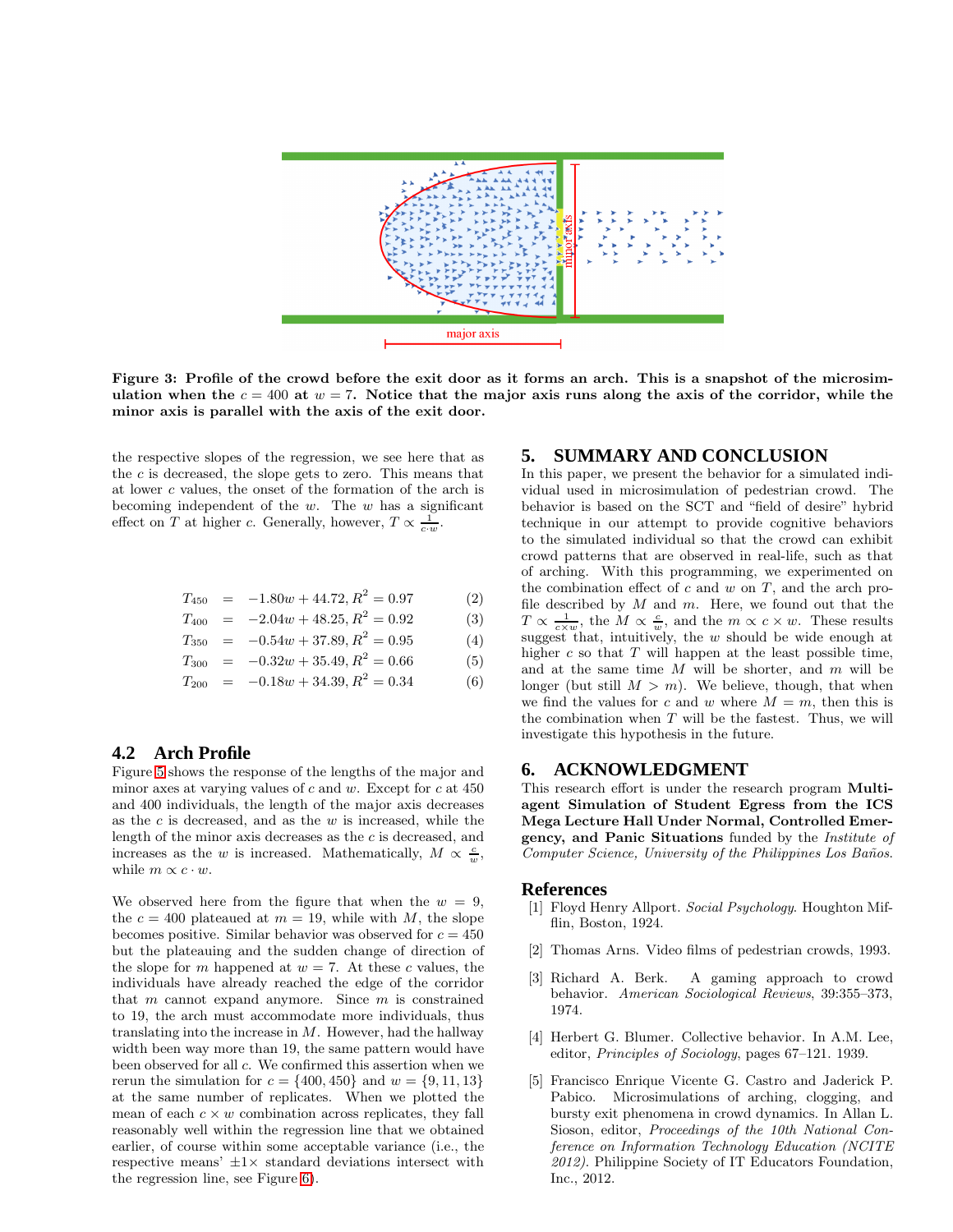**Figure 3: Profile of the crowd before the exit door as it forms an arch. This is a snapshot of the microsimulation when the $c = 400$ at $w = 7$. Notice that the major axis runs along the axis of the corridor, while the minor axis is parallel with the axis of the exit door.**

the respective slopes of the regression, we see here that as the $c$ is decreased, the slope gets to zero. This means that at lower $c$ values, the onset of the formation of the arch is becoming independent of the $w$. The $w$ has a significant effect on $T$ at higher $c$. Generally, however, $T \propto \frac{1}{c \cdot w}$.

$$
\begin{aligned}
T_{450} &= -1.80w + 44.72, R^2 = 0.97 && (2)\\
T_{400} &= -2.04w + 48.25, R^2 = 0.92 && (3)\\
T_{350} &= -0.54w + 37.89, R^2 = 0.95 && (4)\\
T_{300} &= -0.32w + 35.49, R^2 = 0.66 && (5)\\
T_{200} &= -0.18w + 34.39, R^2 = 0.34 && (6)
\end{aligned}
$$

### 4.2 Arch Profile

Figure 5 shows the response of the lengths of the major and minor axes at varying values of $c$ and $w$. Except for $c$ at 450 and 400 individuals, the length of the major axis decreases as the $c$ is decreased, and as the $w$ is increased, while the length of the minor axis decreases as the $c$ is decreased, and increases as the $w$ is increased. Mathematically, $M \propto \frac{c}{w}$, while $m \propto c \cdot w$.

We observed here from the figure that when the $w = 9$, the $c = 400$ plateaued at $m = 19$, while with $M$, the slope becomes positive. Similar behavior was observed for $c = 450$ but the plateauing and the sudden change of direction of the slope for $m$ happened at $w = 7$. At these $c$ values, the individuals have already reached the edge of the corridor that $m$ cannot expand anymore. Since $m$ is constrained to 19, the arch must accommodate more individuals, thus translating into the increase in $M$. However, had the hallway width been way more than 19, the same pattern would have been observed for all $c$. We confirmed this assertion when we rerun the simulation for $c = \{400, 450\}$ and $w = \{9, 11, 13\}$ at the same number of replicates. When we plotted the mean of each $c \times w$ combination across replicates, they fall reasonably well within the regression line that we obtained earlier, of course within some acceptable variance (i.e., the respective means' $\pm 1\times$ standard deviations intersect with the regression line, see Figure 6).

## 5. SUMMARY AND CONCLUSION

In this paper, we present the behavior for a simulated individual used in microsimulation of pedestrian crowd. The behavior is based on the SCT and "field of desire" hybrid technique in our attempt to provide cognitive behaviors to the simulated individual so that the crowd can exhibit crowd patterns that are observed in real-life, such as that of arching. With this programming, we experimented on the combination effect of $c$ and $w$ on $T$, and the arch profile described by $M$ and $m$. Here, we found out that the $T \propto \frac{1}{c \times w}$, the $M \propto \frac{c}{w}$, and the $m \propto c \times w$. These results suggest that, intuitively, the $w$ should be wide enough at higher $c$ so that $T$ will happen at the least possible time, and at the same time $M$ will be shorter, and $m$ will be longer (but still $M > m$). We believe, though, that when we find the values for $c$ and $w$ where $M = m$, then this is the combination when $T$ will be the fastest. Thus, we will investigate this hypothesis in the future.

## 6. ACKNOWLEDGMENT

This research effort is under the research program **Multi-agent Simulation of Student Egress from the ICS Mega Lecture Hall Under Normal, Controlled Emergency, and Panic Situations** funded by the *Institute of Computer Science, University of the Philippines Los Baños*.

## References

[1] Floyd Henry Allport. *Social Psychology*. Houghton Mifflin, Boston, 1924.

[2] Thomas Arns. Video films of pedestrian crowds, 1993.

[3] Richard A. Berk. A gaming approach to crowd behavior. *American Sociological Reviews*, 39:355–373, 1974.

[4] Herbert G. Blumer. Collective behavior. In A.M. Lee, editor, *Principles of Sociology*, pages 67–121. 1939.

[5] Francisco Enrique Vicente G. Castro and Jaderick P. Pabico. Microsimulations of arching, clogging, and bursty exit phenomena in crowd dynamics. In Allan L. Sioson, editor, *Proceedings of the 10th National Conference on Information Technology Education (NCITE 2012)*. Philippine Society of IT Educators Foundation, Inc., 2012.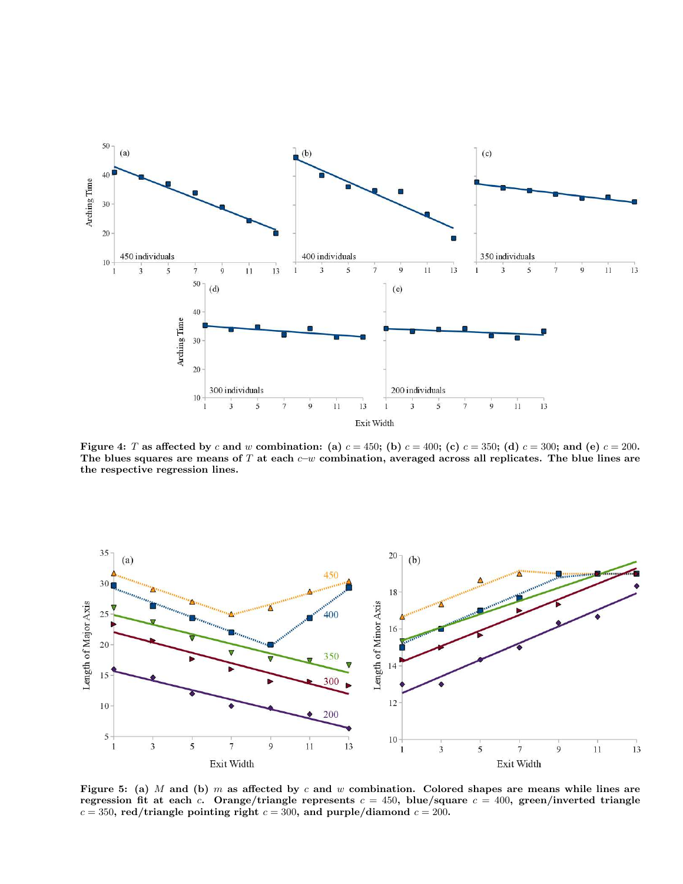Figure 4: $T$ as affected by $c$ and $w$ combination: (a) $c = 450$; (b) $c = 400$; (c) $c = 350$; (d) $c = 300$; and (e) $c = 200$. The blues squares are means of $T$ at each $c$–$w$ combination, averaged across all replicates. The blue lines are the respective regression lines.

Figure 5: (a) $M$ and (b) $m$ as affected by $c$ and $w$ combination. Colored shapes are means while lines are regression fit at each $c$. Orange/triangle represents $c = 450$, blue/square $c = 400$, green/inverted triangle $c = 350$, red/triangle pointing right $c = 300$, and purple/diamond $c = 200$.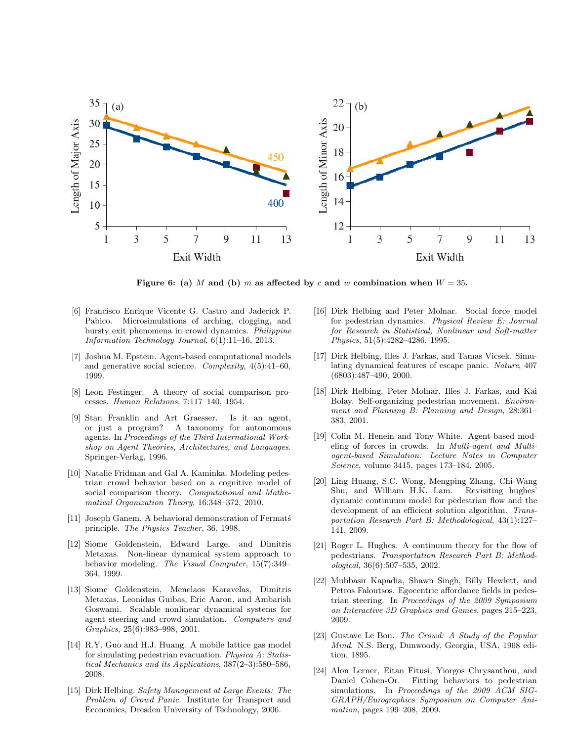Figure 6: (a) $M$ and (b) $m$ as affected by $c$ and $w$ combination when $W = 35$.

[6] Francisco Enrique Vicente G. Castro and Jaderick P. Pabico. Microsimulations of arching, clogging, and bursty exit phenomena in crowd dynamics. *Philippine Information Technology Journal*, 6(1):11–16, 2013.

[7] Joshua M. Epstein. Agent-based computational models and generative social science. *Complexity*, 4(5):41–60, 1999.

[8] Leon Festinger. A theory of social comparison processes. *Human Relations*, 7:117–140, 1954.

[9] Stan Franklin and Art Graesser. Is it an agent, or just a program? A taxonomy for autonomous agents. In *Proceedings of the Third International Workshop on Agent Theories, Architectures, and Languages*. Springer-Verlag, 1996.

[10] Natalie Fridman and Gal A. Kaminka. Modeling pedestrian crowd behavior based on a cognitive model of social comparison theory. *Computational and Mathematical Organization Theory*, 16:348–372, 2010.

[11] Joseph Ganem. A behavioral demonstration of Fermatś principle. *The Physics Teacher*, 36, 1998.

[12] Siome Goldenstein, Edward Large, and Dimitris Metaxas. Non-linear dynamical system approach to behavior modeling. *The Visual Computer*, 15(7):349–364, 1999.

[13] Siome Goldenstein, Menelaos Karavelas, Dimitris Metaxas, Leonidas Guibas, Eric Aaron, and Ambarish Goswami. Scalable nonlinear dynamical systems for agent steering and crowd simulation. *Computers and Graphics*, 25(6):983–998, 2001.

[14] R.Y. Guo and H.J. Huang. A mobile lattice gas model for simulating pedestrian evacuation. *Physica A: Statistical Mechanics and its Applications*, 387(2–3):580–586, 2008.

[15] Dirk Helbing. *Safety Management at Large Events: The Problem of Crowd Panic*. Institute for Transport and Economics, Dresden University of Technology, 2006.

[16] Dirk Helbing and Peter Molnar. Social force model for pedestrian dynamics. *Physical Review E: Journal for Research in Statistical, Nonlinear and Soft-matter Physics*, 51(5):4282–4286, 1995.

[17] Dirk Helbing, Illes J. Farkas, and Tamas Vicsek. Simulating dynamical features of escape panic. *Nature*, 407 (6803):487–490, 2000.

[18] Dirk Helbing, Peter Molnar, Illes J. Farkas, and Kai Bolay. Self-organizing pedestrian movement. *Environment and Planning B: Planning and Design*, 28:361–383, 2001.

[19] Colin M. Henein and Tony White. Agent-based modeling of forces in crowds. In *Multi-agent and Multi-agent-based Simulation: Lecture Notes in Computer Science*, volume 3415, pages 173–184. 2005.

[20] Ling Huang, S.C. Wong, Mengping Zhang, Chi-Wang Shu, and William H.K. Lam. Revisiting hughes' dynamic continuum model for pedestrian flow and the development of an efficient solution algorithm. *Transportation Research Part B: Methodological*, 43(1):127–141, 2009.

[21] Roger L. Hughes. A continuum theory for the flow of pedestrians. *Transportation Research Part B: Methodological*, 36(6):507–535, 2002.

[22] Mubbasir Kapadia, Shawn Singh, Billy Hewlett, and Petros Faloutsos. Egocentric affordance fields in pedestrian steering. In *Proceedings of the 2009 Symposium on Interactive 3D Graphics and Games*, pages 215–223, 2009.

[23] Gustave Le Bon. *The Crowd: A Study of the Popular Mind*. N.S. Berg, Dunwoody, Georgia, USA, 1968 edition, 1895.

[24] Alon Lerner, Eitan Fitusi, Yiorgos Chrysanthou, and Daniel Cohen-Or. Fitting behaviors to pedestrian simulations. In *Proceedings of the 2009 ACM SIGGRAPH/Eurographics Symposium on Computer Animation*, pages 199–208, 2009.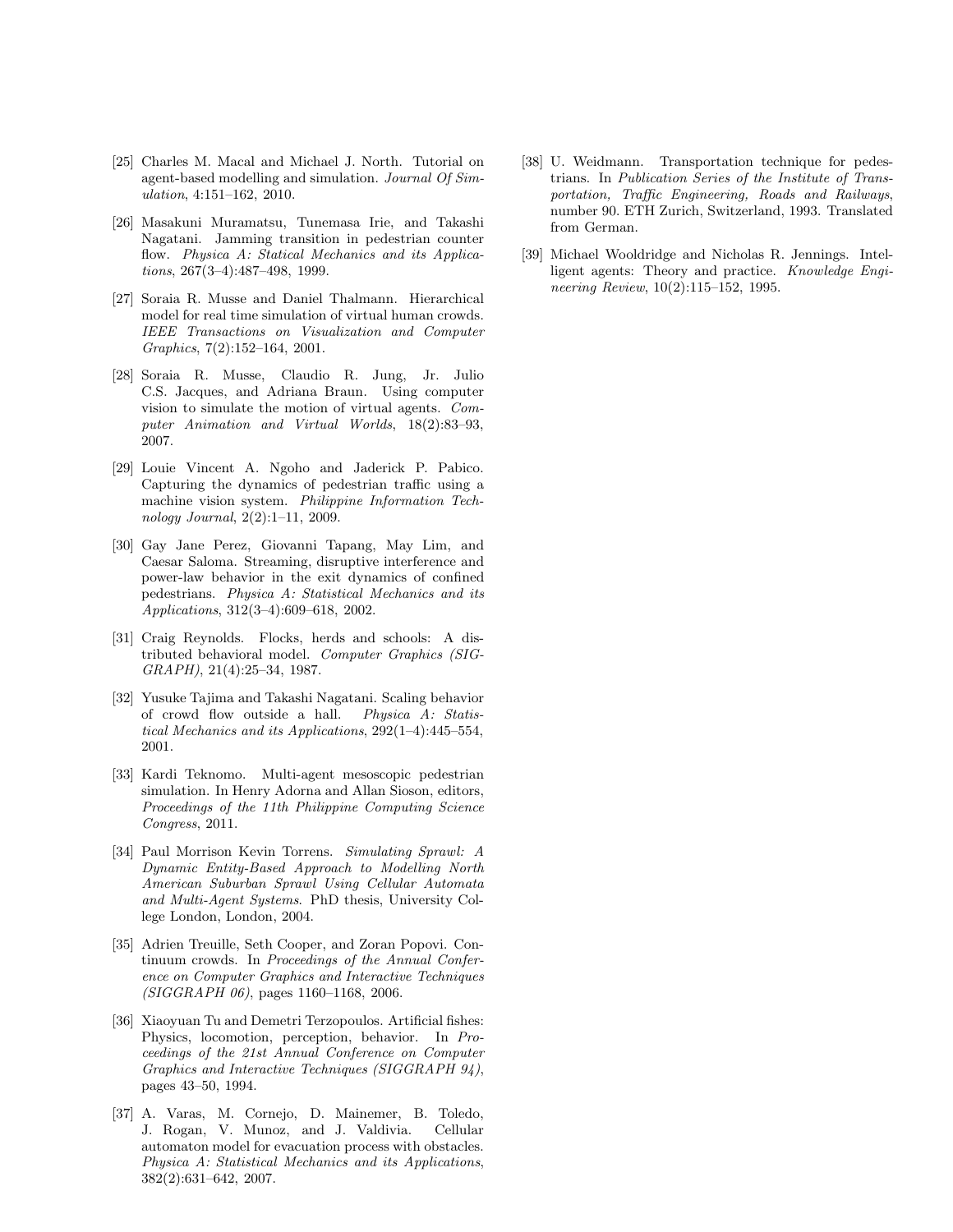[25] Charles M. Macal and Michael J. North. Tutorial on agent-based modelling and simulation. *Journal Of Simulation*, 4:151–162, 2010.

[26] Masakuni Muramatsu, Tunemasa Irie, and Takashi Nagatani. Jamming transition in pedestrian counter flow. *Physica A: Statical Mechanics and its Applications*, 267(3–4):487–498, 1999.

[27] Soraia R. Musse and Daniel Thalmann. Hierarchical model for real time simulation of virtual human crowds. *IEEE Transactions on Visualization and Computer Graphics*, 7(2):152–164, 2001.

[28] Soraia R. Musse, Claudio R. Jung, Jr. Julio C.S. Jacques, and Adriana Braun. Using computer vision to simulate the motion of virtual agents. *Computer Animation and Virtual Worlds*, 18(2):83–93, 2007.

[29] Louie Vincent A. Ngoho and Jaderick P. Pabico. Capturing the dynamics of pedestrian traffic using a machine vision system. *Philippine Information Technology Journal*, 2(2):1–11, 2009.

[30] Gay Jane Perez, Giovanni Tapang, May Lim, and Caesar Saloma. Streaming, disruptive interference and power-law behavior in the exit dynamics of confined pedestrians. *Physica A: Statistical Mechanics and its Applications*, 312(3–4):609–618, 2002.

[31] Craig Reynolds. Flocks, herds and schools: A distributed behavioral model. *Computer Graphics (SIGGRAPH)*, 21(4):25–34, 1987.

[32] Yusuke Tajima and Takashi Nagatani. Scaling behavior of crowd flow outside a hall. *Physica A: Statistical Mechanics and its Applications*, 292(1–4):445–554, 2001.

[33] Kardi Teknomo. Multi-agent mesoscopic pedestrian simulation. In Henry Adorna and Allan Sioson, editors, *Proceedings of the 11th Philippine Computing Science Congress*, 2011.

[34] Paul Morrison Kevin Torrens. *Simulating Sprawl: A Dynamic Entity-Based Approach to Modelling North American Suburban Sprawl Using Cellular Automata and Multi-Agent Systems*. PhD thesis, University College London, London, 2004.

[35] Adrien Treuille, Seth Cooper, and Zoran Popovi. Continuum crowds. In *Proceedings of the Annual Conference on Computer Graphics and Interactive Techniques (SIGGRAPH 06)*, pages 1160–1168, 2006.

[36] Xiaoyuan Tu and Demetri Terzopoulos. Artificial fishes: Physics, locomotion, perception, behavior. In *Proceedings of the 21st Annual Conference on Computer Graphics and Interactive Techniques (SIGGRAPH 94)*, pages 43–50, 1994.

[37] A. Varas, M. Cornejo, D. Mainemer, B. Toledo, J. Rogan, V. Munoz, and J. Valdivia. Cellular automaton model for evacuation process with obstacles. *Physica A: Statistical Mechanics and its Applications*, 382(2):631–642, 2007.

[38] U. Weidmann. Transportation technique for pedestrians. In *Publication Series of the Institute of Transportation, Traffic Engineering, Roads and Railways*, number 90. ETH Zurich, Switzerland, 1993. Translated from German.

[39] Michael Wooldridge and Nicholas R. Jennings. Intelligent agents: Theory and practice. *Knowledge Engineering Review*, 10(2):115–152, 1995.